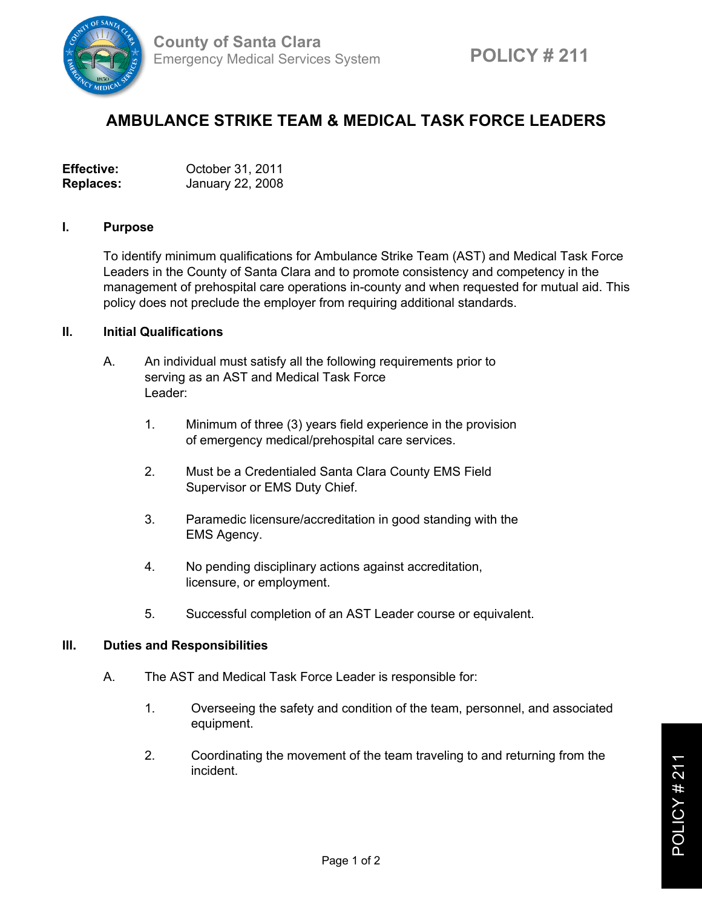County of Santa Clara
Emergency Medical Services System

**POLICY # 211**

# AMBULANCE STRIKE TEAM & MEDICAL TASK FORCE LEADERS

**Effective:** October 31, 2011
**Replaces:** January 22, 2008

## I. Purpose

To identify minimum qualifications for Ambulance Strike Team (AST) and Medical Task Force Leaders in the County of Santa Clara and to promote consistency and competency in the management of prehospital care operations in-county and when requested for mutual aid. This policy does not preclude the employer from requiring additional standards.

## II. Initial Qualifications

A. An individual must satisfy all the following requirements prior to serving as an AST and Medical Task Force Leader:

1. Minimum of three (3) years field experience in the provision of emergency medical/prehospital care services.
2. Must be a Credentialed Santa Clara County EMS Field Supervisor or EMS Duty Chief.
3. Paramedic licensure/accreditation in good standing with the EMS Agency.
4. No pending disciplinary actions against accreditation, licensure, or employment.
5. Successful completion of an AST Leader course or equivalent.

## III. Duties and Responsibilities

A. The AST and Medical Task Force Leader is responsible for:

1. Overseeing the safety and condition of the team, personnel, and associated equipment.
2. Coordinating the movement of the team traveling to and returning from the incident.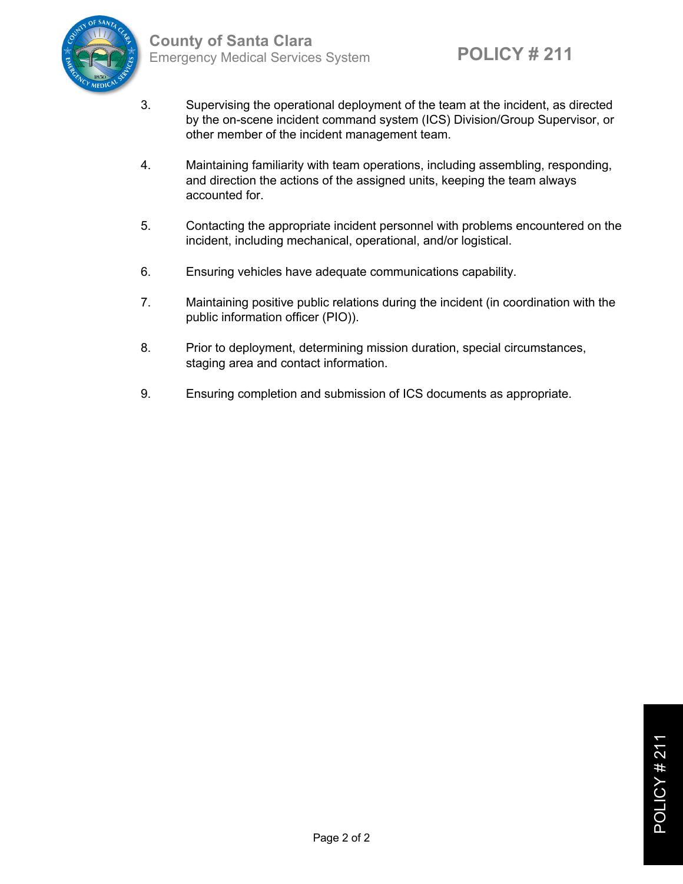3. Supervising the operational deployment of the team at the incident, as directed by the on-scene incident command system (ICS) Division/Group Supervisor, or other member of the incident management team.

4. Maintaining familiarity with team operations, including assembling, responding, and direction the actions of the assigned units, keeping the team always accounted for.

5. Contacting the appropriate incident personnel with problems encountered on the incident, including mechanical, operational, and/or logistical.

6. Ensuring vehicles have adequate communications capability.

7. Maintaining positive public relations during the incident (in coordination with the public information officer (PIO)).

8. Prior to deployment, determining mission duration, special circumstances, staging area and contact information.

9. Ensuring completion and submission of ICS documents as appropriate.